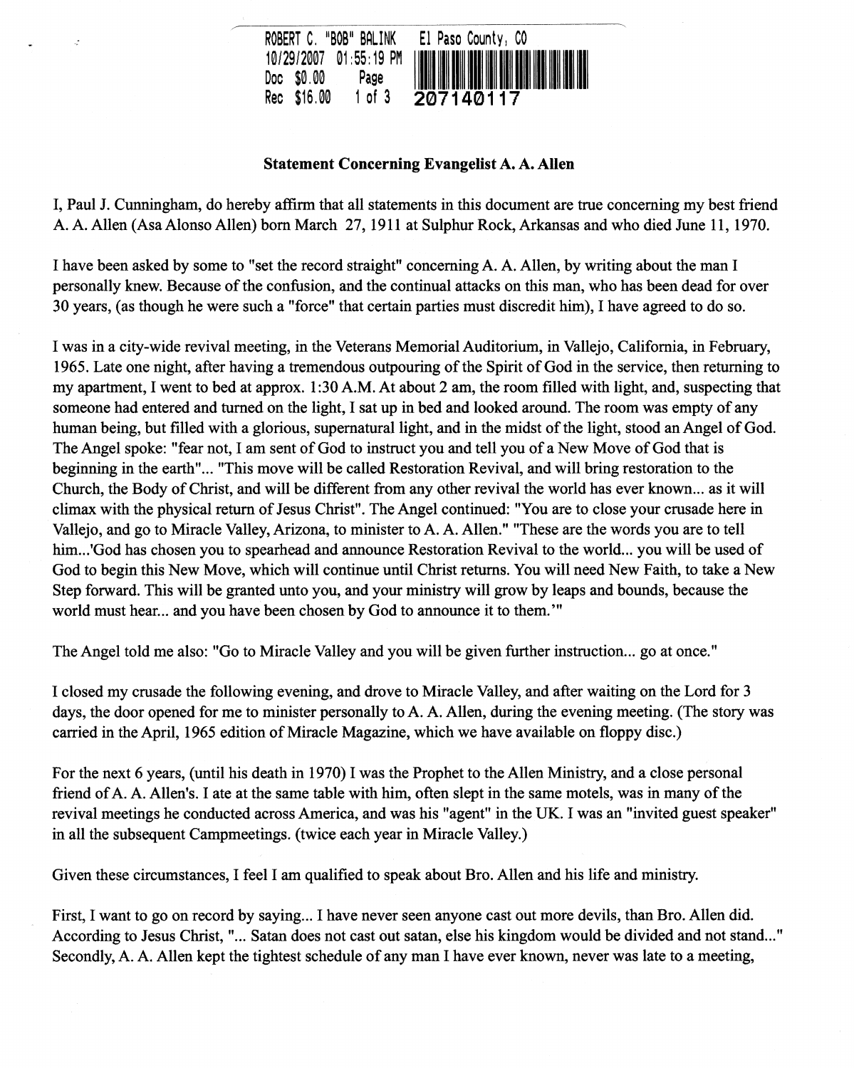ROBERT C. "BOB" BALINK El Paso County, CO
10/29/2007 01:55:19 PM
Doc $0.00 Page
Rec $16.00 1 of 3 207140117

### Statement Concerning Evangelist A. A. Allen

I, Paul J. Cunningham, do hereby affirm that all statements in this document are true concerning my best friend A. A. Allen (Asa Alonso Allen) born March 27, 1911 at Sulphur Rock, Arkansas and who died June 11, 1970.

I have been asked by some to "set the record straight" concerning A. A. Allen, by writing about the man I personally knew. Because of the confusion, and the continual attacks on this man, who has been dead for over 30 years, (as though he were such a "force" that certain parties must discredit him), I have agreed to do so.

I was in a city-wide revival meeting, in the Veterans Memorial Auditorium, in Vallejo, California, in February, 1965. Late one night, after having a tremendous outpouring of the Spirit of God in the service, then returning to my apartment, I went to bed at approx. 1:30 A.M. At about 2 am, the room filled with light, and, suspecting that someone had entered and turned on the light, I sat up in bed and looked around. The room was empty of any human being, but filled with a glorious, supernatural light, and in the midst of the light, stood an Angel of God. The Angel spoke: "fear not, I am sent of God to instruct you and tell you of a New Move of God that is beginning in the earth"... "This move will be called Restoration Revival, and will bring restoration to the Church, the Body of Christ, and will be different from any other revival the world has ever known... as it will climax with the physical return of Jesus Christ". The Angel continued: "You are to close your crusade here in Vallejo, and go to Miracle Valley, Arizona, to minister to A. A. Allen." "These are the words you are to tell him...'God has chosen you to spearhead and announce Restoration Revival to the world... you will be used of God to begin this New Move, which will continue until Christ returns. You will need New Faith, to take a New Step forward. This will be granted unto you, and your ministry will grow by leaps and bounds, because the world must hear... and you have been chosen by God to announce it to them.'"

The Angel told me also: "Go to Miracle Valley and you will be given further instruction... go at once."

I closed my crusade the following evening, and drove to Miracle Valley, and after waiting on the Lord for 3 days, the door opened for me to minister personally to A. A. Allen, during the evening meeting. (The story was carried in the April, 1965 edition of Miracle Magazine, which we have available on floppy disc.)

For the next 6 years, (until his death in 1970) I was the Prophet to the Allen Ministry, and a close personal friend of A. A. Allen's. I ate at the same table with him, often slept in the same motels, was in many of the revival meetings he conducted across America, and was his "agent" in the UK. I was an "invited guest speaker" in all the subsequent Campmeetings. (twice each year in Miracle Valley.)

Given these circumstances, I feel I am qualified to speak about Bro. Allen and his life and ministry.

First, I want to go on record by saying... I have never seen anyone cast out more devils, than Bro. Allen did. According to Jesus Christ, "... Satan does not cast out satan, else his kingdom would be divided and not stand..." Secondly, A. A. Allen kept the tightest schedule of any man I have ever known, never was late to a meeting,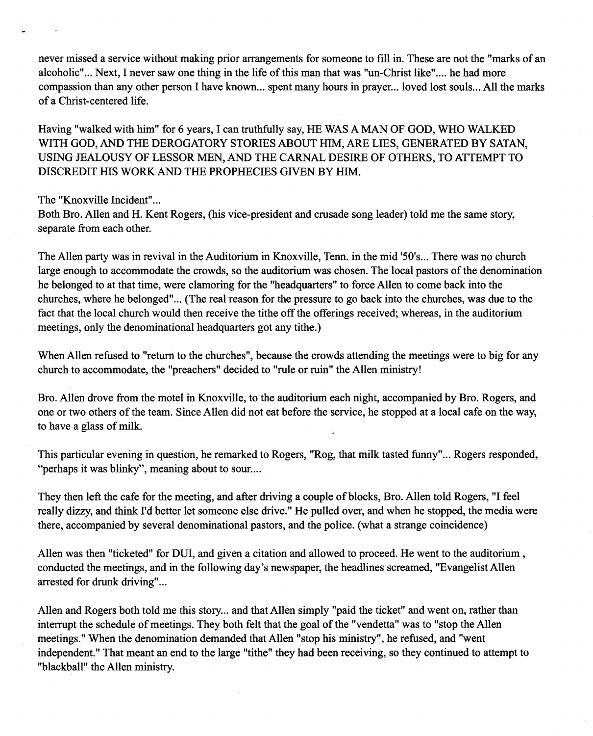never missed a service without making prior arrangements for someone to fill in. These are not the "marks of an alcoholic"... Next, I never saw one thing in the life of this man that was "un-Christ like".... he had more compassion than any other person I have known... spent many hours in prayer... loved lost souls... All the marks of a Christ-centered life.

Having "walked with him" for 6 years, I can truthfully say, HE WAS A MAN OF GOD, WHO WALKED WITH GOD, AND THE DEROGATORY STORIES ABOUT HIM, ARE LIES, GENERATED BY SATAN, USING JEALOUSY OF LESSOR MEN, AND THE CARNAL DESIRE OF OTHERS, TO ATTEMPT TO DISCREDIT HIS WORK AND THE PROPHECIES GIVEN BY HIM.

The "Knoxville Incident"...
Both Bro. Allen and H. Kent Rogers, (his vice-president and crusade song leader) told me the same story, separate from each other.

The Allen party was in revival in the Auditorium in Knoxville, Tenn. in the mid '50's... There was no church large enough to accommodate the crowds, so the auditorium was chosen. The local pastors of the denomination he belonged to at that time, were clamoring for the "headquarters" to force Allen to come back into the churches, where he belonged"... (The real reason for the pressure to go back into the churches, was due to the fact that the local church would then receive the tithe off the offerings received; whereas, in the auditorium meetings, only the denominational headquarters got any tithe.)

When Allen refused to "return to the churches", because the crowds attending the meetings were to big for any church to accommodate, the "preachers" decided to "rule or ruin" the Allen ministry!

Bro. Allen drove from the motel in Knoxville, to the auditorium each night, accompanied by Bro. Rogers, and one or two others of the team. Since Allen did not eat before the service, he stopped at a local cafe on the way, to have a glass of milk.

This particular evening in question, he remarked to Rogers, "Rog, that milk tasted funny"... Rogers responded, "perhaps it was blinky", meaning about to sour....

They then left the cafe for the meeting, and after driving a couple of blocks, Bro. Allen told Rogers, "I feel really dizzy, and think I'd better let someone else drive." He pulled over, and when he stopped, the media were there, accompanied by several denominational pastors, and the police. (what a strange coincidence)

Allen was then "ticketed" for DUI, and given a citation and allowed to proceed. He went to the auditorium , conducted the meetings, and in the following day's newspaper, the headlines screamed, "Evangelist Allen arrested for drunk driving"...

Allen and Rogers both told me this story... and that Allen simply "paid the ticket" and went on, rather than interrupt the schedule of meetings. They both felt that the goal of the "vendetta" was to "stop the Allen meetings." When the denomination demanded that Allen "stop his ministry", he refused, and "went independent." That meant an end to the large "tithe" they had been receiving, so they continued to attempt to "blackball" the Allen ministry.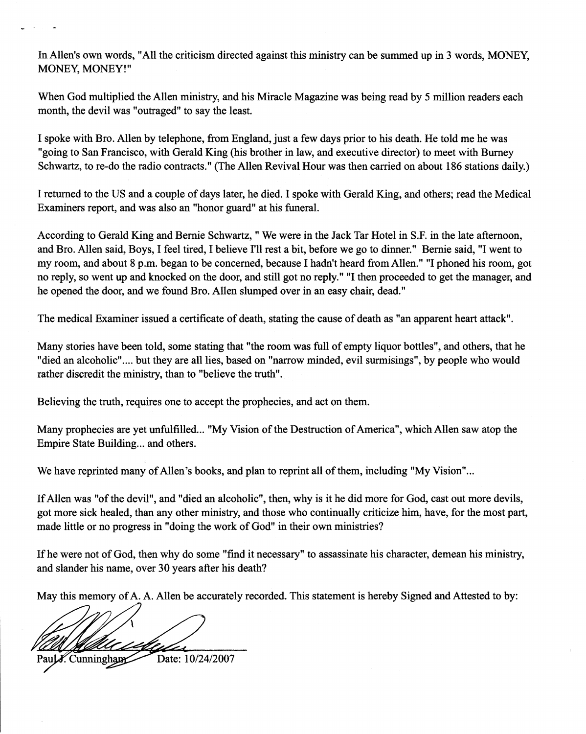In Allen's own words, "All the criticism directed against this ministry can be summed up in 3 words, MONEY, MONEY, MONEY!"

When God multiplied the Allen ministry, and his Miracle Magazine was being read by 5 million readers each month, the devil was "outraged" to say the least.

I spoke with Bro. Allen by telephone, from England, just a few days prior to his death. He told me he was "going to San Francisco, with Gerald King (his brother in law, and executive director) to meet with Burney Schwartz, to re-do the radio contracts." (The Allen Revival Hour was then carried on about 186 stations daily.)

I returned to the US and a couple of days later, he died. I spoke with Gerald King, and others; read the Medical Examiners report, and was also an "honor guard" at his funeral.

According to Gerald King and Bernie Schwartz, " We were in the Jack Tar Hotel in S.F. in the late afternoon, and Bro. Allen said, Boys, I feel tired, I believe I'll rest a bit, before we go to dinner." Bernie said, "I went to my room, and about 8 p.m. began to be concerned, because I hadn't heard from Allen." "I phoned his room, got no reply, so went up and knocked on the door, and still got no reply." "I then proceeded to get the manager, and he opened the door, and we found Bro. Allen slumped over in an easy chair, dead."

The medical Examiner issued a certificate of death, stating the cause of death as "an apparent heart attack".

Many stories have been told, some stating that "the room was full of empty liquor bottles", and others, that he "died an alcoholic".... but they are all lies, based on "narrow minded, evil surmisings", by people who would rather discredit the ministry, than to "believe the truth".

Believing the truth, requires one to accept the prophecies, and act on them.

Many prophecies are yet unfulfilled... "My Vision of the Destruction of America", which Allen saw atop the Empire State Building... and others.

We have reprinted many of Allen's books, and plan to reprint all of them, including "My Vision"...

If Allen was "of the devil", and "died an alcoholic", then, why is it he did more for God, cast out more devils, got more sick healed, than any other ministry, and those who continually criticize him, have, for the most part, made little or no progress in "doing the work of God" in their own ministries?

If he were not of God, then why do some "find it necessary" to assassinate his character, demean his ministry, and slander his name, over 30 years after his death?

May this memory of A. A. Allen be accurately recorded. This statement is hereby Signed and Attested to by:

Paul J. Cunningham Date: 10/24/2007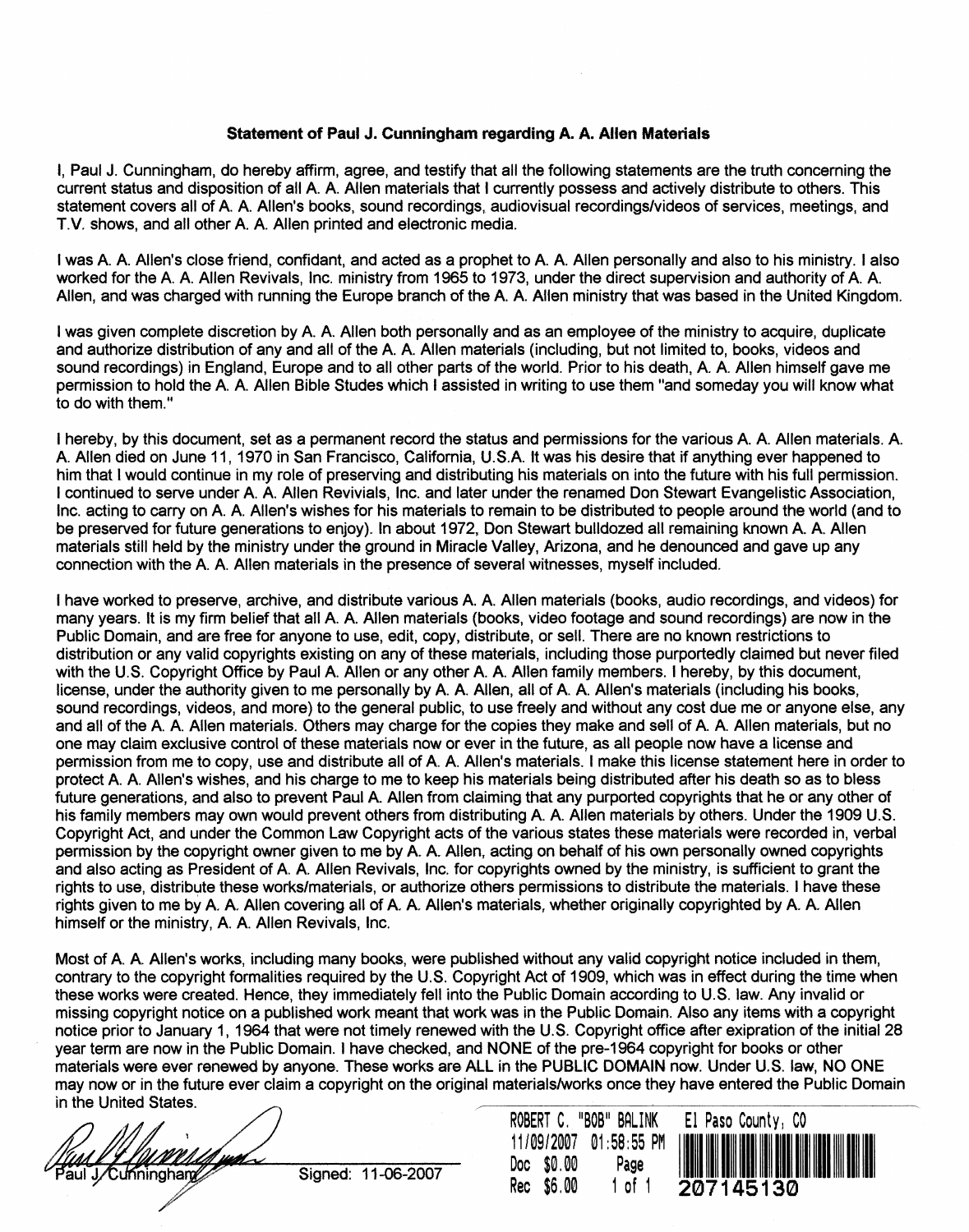**Statement of Paul J. Cunningham regarding A. A. Allen Materials**

I, Paul J. Cunningham, do hereby affirm, agree, and testify that all the following statements are the truth concerning the current status and disposition of all A. A. Allen materials that I currently possess and actively distribute to others. This statement covers all of A. A. Allen's books, sound recordings, audiovisual recordings/videos of services, meetings, and T.V. shows, and all other A. A. Allen printed and electronic media.

I was A. A. Allen's close friend, confidant, and acted as a prophet to A. A. Allen personally and also to his ministry. I also worked for the A. A. Allen Revivals, Inc. ministry from 1965 to 1973, under the direct supervision and authority of A. A. Allen, and was charged with running the Europe branch of the A. A. Allen ministry that was based in the United Kingdom.

I was given complete discretion by A. A. Allen both personally and as an employee of the ministry to acquire, duplicate and authorize distribution of any and all of the A. A. Allen materials (including, but not limited to, books, videos and sound recordings) in England, Europe and to all other parts of the world. Prior to his death, A. A. Allen himself gave me permission to hold the A. A. Allen Bible Studes which I assisted in writing to use them "and someday you will know what to do with them."

I hereby, by this document, set as a permanent record the status and permissions for the various A. A. Allen materials. A. A. Allen died on June 11, 1970 in San Francisco, California, U.S.A. It was his desire that if anything ever happened to him that I would continue in my role of preserving and distributing his materials on into the future with his full permission. I continued to serve under A. A. Allen Revivials, Inc. and later under the renamed Don Stewart Evangelistic Association, Inc. acting to carry on A. A. Allen's wishes for his materials to remain to be distributed to people around the world (and to be preserved for future generations to enjoy). In about 1972, Don Stewart bulldozed all remaining known A. A. Allen materials still held by the ministry under the ground in Miracle Valley, Arizona, and he denounced and gave up any connection with the A. A. Allen materials in the presence of several witnesses, myself included.

I have worked to preserve, archive, and distribute various A. A. Allen materials (books, audio recordings, and videos) for many years. It is my firm belief that all A. A. Allen materials (books, video footage and sound recordings) are now in the Public Domain, and are free for anyone to use, edit, copy, distribute, or sell. There are no known restrictions to distribution or any valid copyrights existing on any of these materials, including those purportedly claimed but never filed with the U.S. Copyright Office by Paul A. Allen or any other A. A. Allen family members. I hereby, by this document, license, under the authority given to me personally by A. A. Allen, all of A. A. Allen's materials (including his books, sound recordings, videos, and more) to the general public, to use freely and without any cost due me or anyone else, any and all of the A. A. Allen materials. Others may charge for the copies they make and sell of A. A. Allen materials, but no one may claim exclusive control of these materials now or ever in the future, as all people now have a license and permission from me to copy, use and distribute all of A. A. Allen's materials. I make this license statement here in order to protect A. A. Allen's wishes, and his charge to me to keep his materials being distributed after his death so as to bless future generations, and also to prevent Paul A. Allen from claiming that any purported copyrights that he or any other of his family members may own would prevent others from distributing A. A. Allen materials by others. Under the 1909 U.S. Copyright Act, and under the Common Law Copyright acts of the various states these materials were recorded in, verbal permission by the copyright owner given to me by A. A. Allen, acting on behalf of his own personally owned copyrights and also acting as President of A. A. Allen Revivals, Inc. for copyrights owned by the ministry, is sufficient to grant the rights to use, distribute these works/materials, or authorize others permissions to distribute the materials. I have these rights given to me by A. A. Allen covering all of A. A. Allen's materials, whether originally copyrighted by A. A. Allen himself or the ministry, A. A. Allen Revivals, Inc.

Most of A. A. Allen's works, including many books, were published without any valid copyright notice included in them, contrary to the copyright formalities required by the U.S. Copyright Act of 1909, which was in effect during the time when these works were created. Hence, they immediately fell into the Public Domain according to U.S. law. Any invalid or missing copyright notice on a published work meant that work was in the Public Domain. Also any items with a copyright notice prior to January 1, 1964 that were not timely renewed with the U.S. Copyright office after exipration of the initial 28 year term are now in the Public Domain. I have checked, and NONE of the pre-1964 copyright for books or other materials were ever renewed by anyone. These works are ALL in the PUBLIC DOMAIN now. Under U.S. law, NO ONE may now or in the future ever claim a copyright on the original materials/works once they have entered the Public Domain in the United States.

Paul J. Cunningham — Signed: 11-06-2007

ROBERT C. "BOB" BALINK El Paso County, CO
11/09/2007 01:58:55 PM
Doc $0.00 Page
Rec $6.00 1 of 1 207145130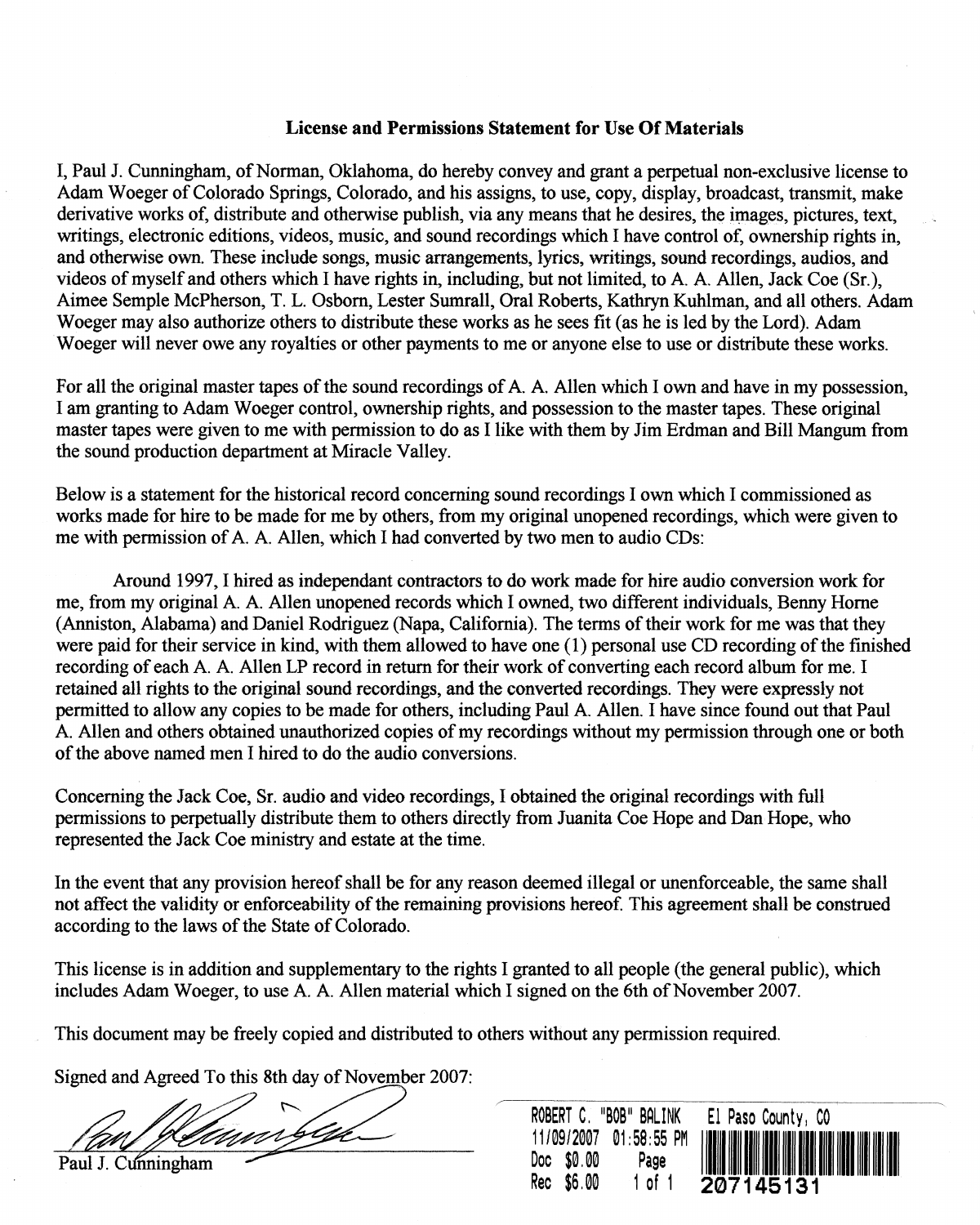## License and Permissions Statement for Use Of Materials

I, Paul J. Cunningham, of Norman, Oklahoma, do hereby convey and grant a perpetual non-exclusive license to Adam Woeger of Colorado Springs, Colorado, and his assigns, to use, copy, display, broadcast, transmit, make derivative works of, distribute and otherwise publish, via any means that he desires, the images, pictures, text, writings, electronic editions, videos, music, and sound recordings which I have control of, ownership rights in, and otherwise own. These include songs, music arrangements, lyrics, writings, sound recordings, audios, and videos of myself and others which I have rights in, including, but not limited, to A. A. Allen, Jack Coe (Sr.), Aimee Semple McPherson, T. L. Osborn, Lester Sumrall, Oral Roberts, Kathryn Kuhlman, and all others. Adam Woeger may also authorize others to distribute these works as he sees fit (as he is led by the Lord). Adam Woeger will never owe any royalties or other payments to me or anyone else to use or distribute these works.

For all the original master tapes of the sound recordings of A. A. Allen which I own and have in my possession, I am granting to Adam Woeger control, ownership rights, and possession to the master tapes. These original master tapes were given to me with permission to do as I like with them by Jim Erdman and Bill Mangum from the sound production department at Miracle Valley.

Below is a statement for the historical record concerning sound recordings I own which I commissioned as works made for hire to be made for me by others, from my original unopened recordings, which were given to me with permission of A. A. Allen, which I had converted by two men to audio CDs:

Around 1997, I hired as independant contractors to do work made for hire audio conversion work for me, from my original A. A. Allen unopened records which I owned, two different individuals, Benny Horne (Anniston, Alabama) and Daniel Rodriguez (Napa, California). The terms of their work for me was that they were paid for their service in kind, with them allowed to have one (1) personal use CD recording of the finished recording of each A. A. Allen LP record in return for their work of converting each record album for me. I retained all rights to the original sound recordings, and the converted recordings. They were expressly not permitted to allow any copies to be made for others, including Paul A. Allen. I have since found out that Paul A. Allen and others obtained unauthorized copies of my recordings without my permission through one or both of the above named men I hired to do the audio conversions.

Concerning the Jack Coe, Sr. audio and video recordings, I obtained the original recordings with full permissions to perpetually distribute them to others directly from Juanita Coe Hope and Dan Hope, who represented the Jack Coe ministry and estate at the time.

In the event that any provision hereof shall be for any reason deemed illegal or unenforceable, the same shall not affect the validity or enforceability of the remaining provisions hereof. This agreement shall be construed according to the laws of the State of Colorado.

This license is in addition and supplementary to the rights I granted to all people (the general public), which includes Adam Woeger, to use A. A. Allen material which I signed on the 6th of November 2007.

This document may be freely copied and distributed to others without any permission required.

Signed and Agreed To this 8th day of November 2007:

Paul J. Cunningham

ROBERT C. "BOB" BALINK El Paso County, CO
11/09/2007 01:58:55 PM
Doc $0.00 Page
Rec $6.00 1 of 1 207145131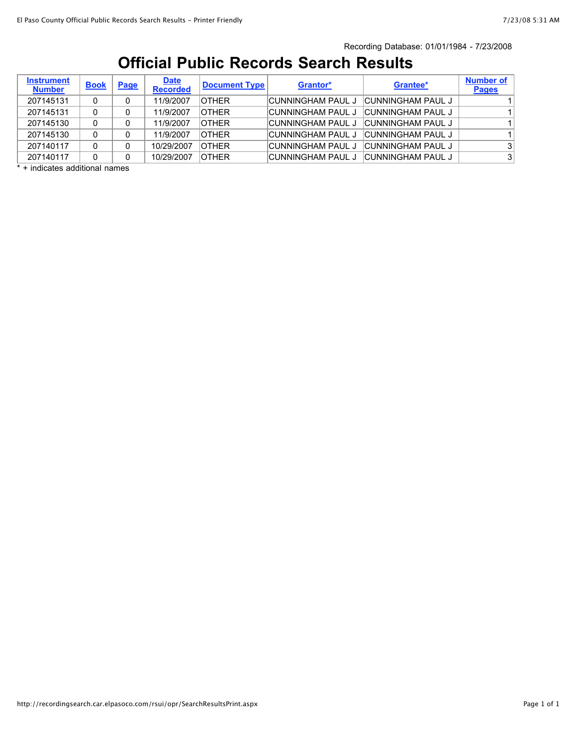Recording Database: 01/01/1984 - 7/23/2008

# Official Public Records Search Results

| Instrument Number | Book | Page | Date Recorded | Document Type | Grantor* | Grantee* | Number of Pages |
|---|---|---|---|---|---|---|---|
| 207145131 | 0 | 0 | 11/9/2007 | OTHER | CUNNINGHAM PAUL J | CUNNINGHAM PAUL J | 1 |
| 207145131 | 0 | 0 | 11/9/2007 | OTHER | CUNNINGHAM PAUL J | CUNNINGHAM PAUL J | 1 |
| 207145130 | 0 | 0 | 11/9/2007 | OTHER | CUNNINGHAM PAUL J | CUNNINGHAM PAUL J | 1 |
| 207145130 | 0 | 0 | 11/9/2007 | OTHER | CUNNINGHAM PAUL J | CUNNINGHAM PAUL J | 1 |
| 207140117 | 0 | 0 | 10/29/2007 | OTHER | CUNNINGHAM PAUL J | CUNNINGHAM PAUL J | 3 |
| 207140117 | 0 | 0 | 10/29/2007 | OTHER | CUNNINGHAM PAUL J | CUNNINGHAM PAUL J | 3 |

* + indicates additional names